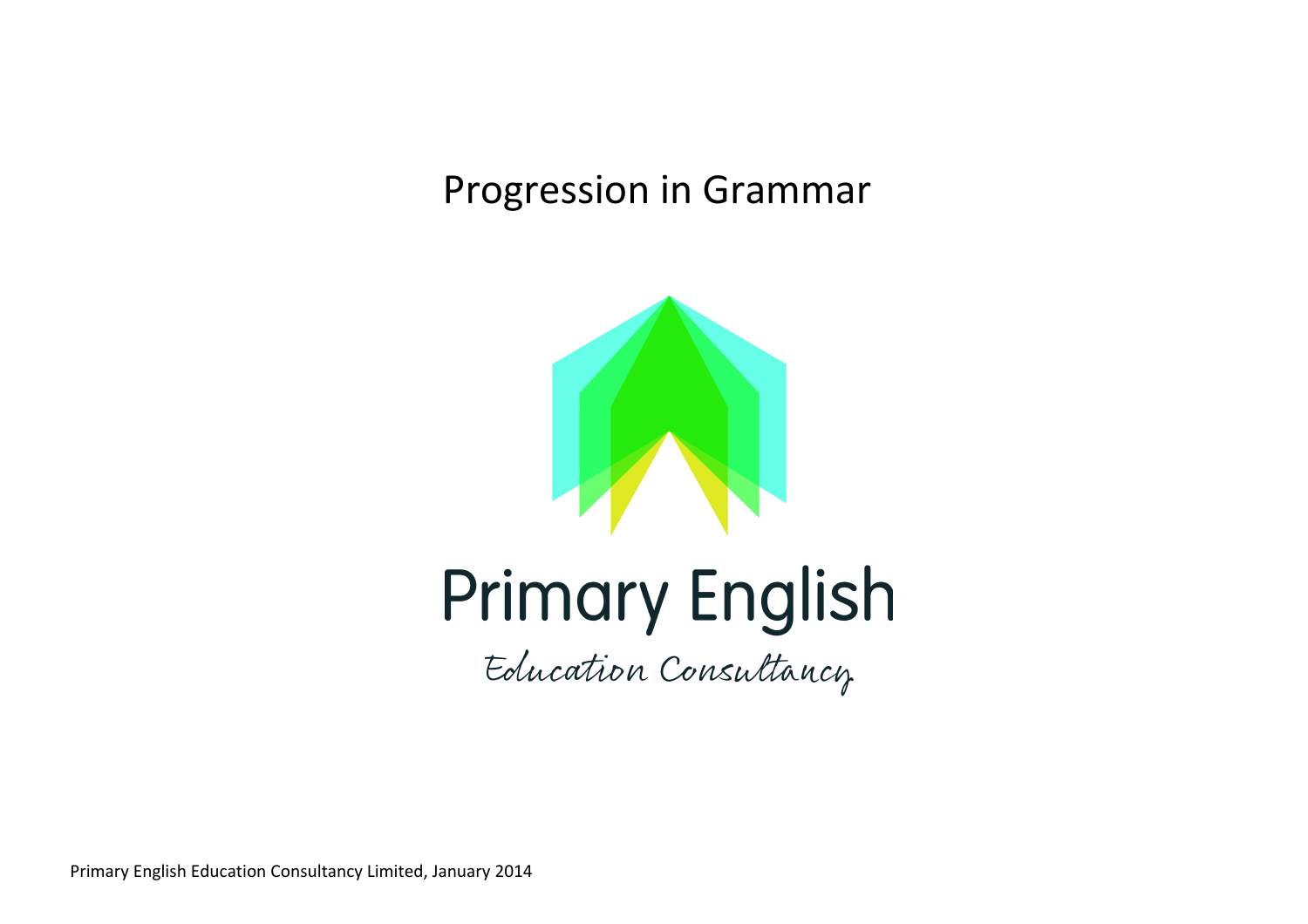# Progression in Grammar

Primary English

Education Consultancy

Primary English Education Consultancy Limited, January 2014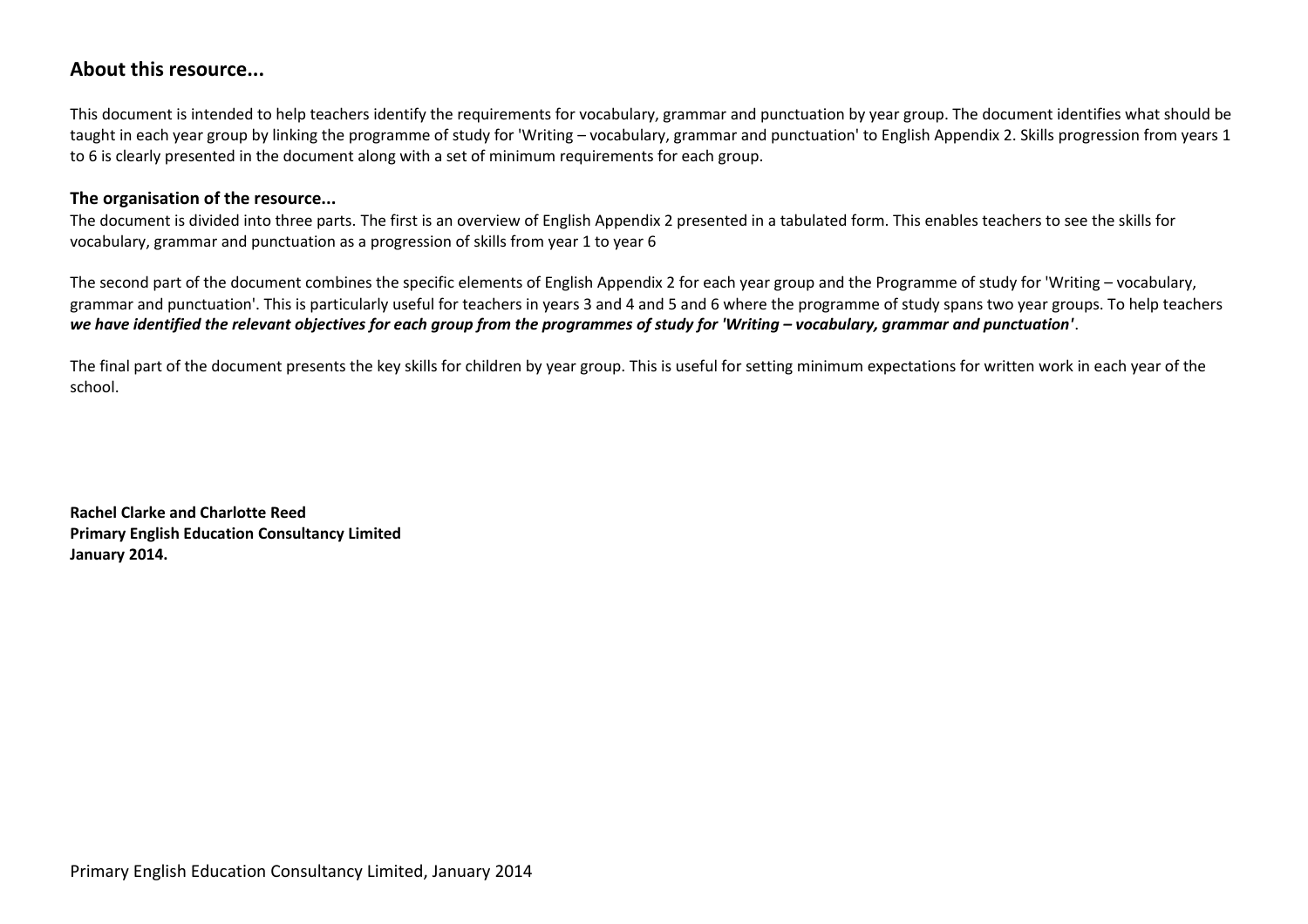## About this resource...

This document is intended to help teachers identify the requirements for vocabulary, grammar and punctuation by year group. The document identifies what should be taught in each year group by linking the programme of study for 'Writing – vocabulary, grammar and punctuation' to English Appendix 2. Skills progression from years 1 to 6 is clearly presented in the document along with a set of minimum requirements for each group.

### The organisation of the resource...

The document is divided into three parts. The first is an overview of English Appendix 2 presented in a tabulated form. This enables teachers to see the skills for vocabulary, grammar and punctuation as a progression of skills from year 1 to year 6

The second part of the document combines the specific elements of English Appendix 2 for each year group and the Programme of study for 'Writing – vocabulary, grammar and punctuation'. This is particularly useful for teachers in years 3 and 4 and 5 and 6 where the programme of study spans two year groups. To help teachers ***we have identified the relevant objectives for each group from the programmes of study for 'Writing – vocabulary, grammar and punctuation'***.

The final part of the document presents the key skills for children by year group. This is useful for setting minimum expectations for written work in each year of the school.

**Rachel Clarke and Charlotte Reed**
**Primary English Education Consultancy Limited**
**January 2014.**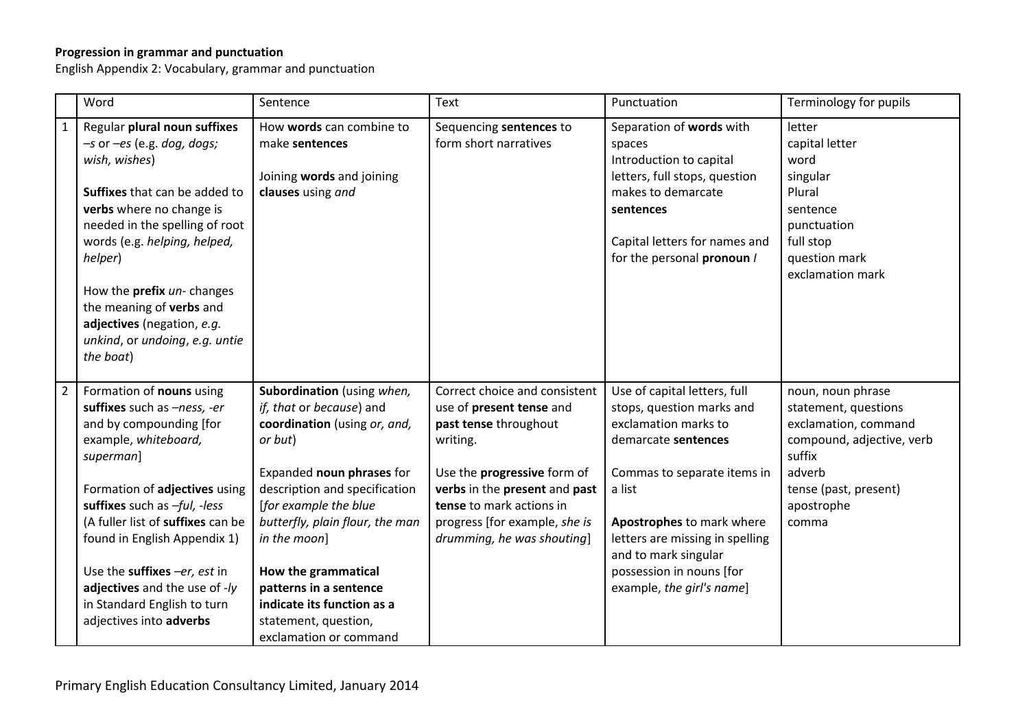**Progression in grammar and punctuation**

English Appendix 2: Vocabulary, grammar and punctuation

| | Word | Sentence | Text | Punctuation | Terminology for pupils |
|---|---|---|---|---|---|
| 1 | Regular **plural noun suffixes** –*s* or –*es* (e.g. *dog, dogs; wish, wishes*)<br><br>**Suffixes** that can be added to **verbs** where no change is needed in the spelling of root words (e.g. *helping, helped, helper*)<br><br>How the **prefix** *un-* changes the meaning of **verbs** and **adjectives** (negation, *e.g. unkind*, or *undoing*, *e.g. untie the boat*) | How **words** can combine to make **sentences**<br><br>Joining **words** and joining **clauses** using *and* | Sequencing **sentences** to form short narratives | Separation of **words** with spaces<br>Introduction to capital letters, full stops, question makes to demarcate **sentences**<br><br>Capital letters for names and for the personal **pronoun** *I* | letter<br>capital letter<br>word<br>singular<br>Plural<br>sentence<br>punctuation<br>full stop<br>question mark<br>exclamation mark |
| 2 | Formation of **nouns** using **suffixes** such as –*ness, -er* and by compounding [for example, *whiteboard, superman*]<br><br>Formation of **adjectives** using **suffixes** such as –*ful, -less*<br>(A fuller list of **suffixes** can be found in English Appendix 1)<br><br>Use the **suffixes** –*er, est* in **adjectives** and the use of *-ly* in Standard English to turn adjectives into **adverbs** | **Subordination** (using *when, if, that* or *because*) and **coordination** (using *or, and, or but*)<br><br>Expanded **noun phrases** for description and specification [*for example the blue butterfly, plain flour, the man in the moon*]<br><br>**How the grammatical patterns in a sentence indicate its function as a** statement, question, exclamation or command | Correct choice and consistent use of **present tense** and **past tense** throughout writing.<br><br>Use the **progressive** form of **verbs** in the **present** and **past tense** to mark actions in progress [for example, *she is drumming, he was shouting*] | Use of capital letters, full stops, question marks and exclamation marks to demarcate **sentences**<br><br>Commas to separate items in a list<br><br>**Apostrophes** to mark where letters are missing in spelling and to mark singular possession in nouns [for example, *the girl's name*] | noun, noun phrase<br>statement, questions<br>exclamation, command<br>compound, adjective, verb<br>suffix<br>adverb<br>tense (past, present)<br>apostrophe<br>comma |

Primary English Education Consultancy Limited, January 2014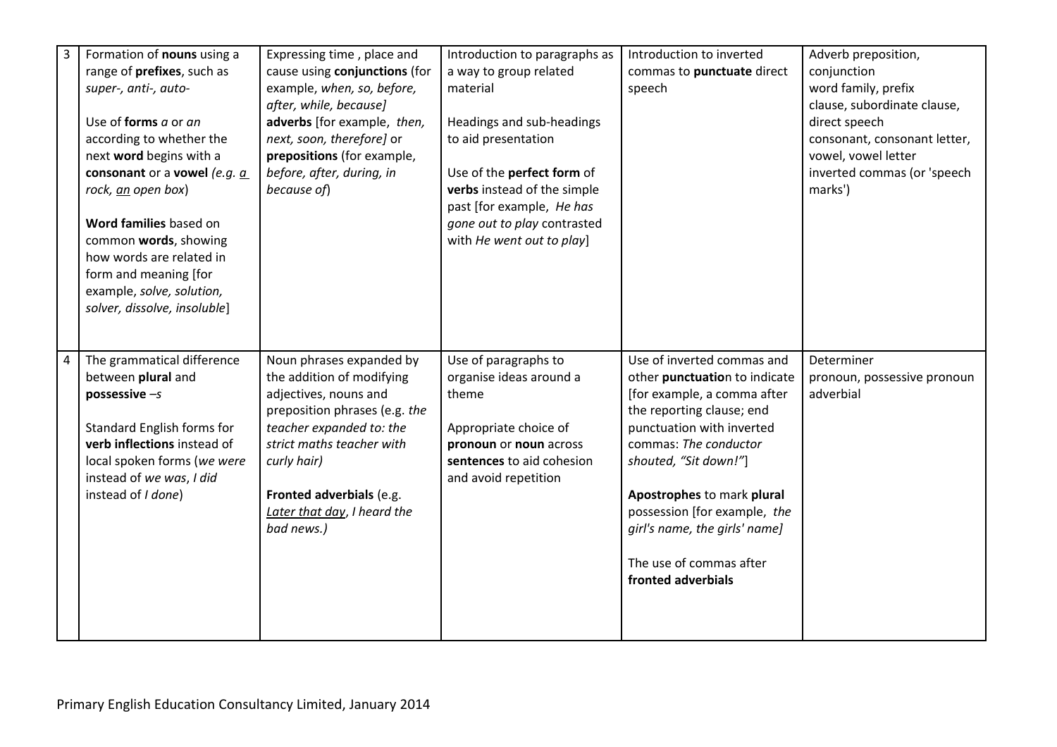| 3 | Formation of **nouns** using a range of **prefixes**, such as *super-, anti-, auto-*<br><br>Use of **forms** *a* or *an* according to whether the next **word** begins with a **consonant** or a **vowel** *(e.g. a rock, an open box)*<br><br>**Word families** based on common **words**, showing how words are related in form and meaning [for example, *solve, solution, solver, dissolve, insoluble*] | Expressing time , place and cause using **conjunctions** (for example, *when, so, before, after, while, because]* **adverbs** [for example, *then, next, soon, therefore]* or **prepositions** (for example, *before, after, during, in because of*) | Introduction to paragraphs as a way to group related material<br><br>Headings and sub-headings to aid presentation<br><br>Use of the **perfect form** of **verbs** instead of the simple past [for example, *He has gone out to play* contrasted with *He went out to play*] | Introduction to inverted commas to **punctuate** direct speech | Adverb preposition, conjunction<br>word family, prefix<br>clause, subordinate clause,<br>direct speech<br>consonant, consonant letter,<br>vowel, vowel letter<br>inverted commas (or 'speech marks') |
|---|---|---|---|---|---|
| 4 | The grammatical difference between **plural** and **possessive** *–s*<br><br>Standard English forms for **verb inflections** instead of local spoken forms (*we were* instead of *we was*, *I did* instead of *I done*) | Noun phrases expanded by the addition of modifying adjectives, nouns and preposition phrases (e.g. *the teacher expanded to: the strict maths teacher with curly hair)*<br><br>**Fronted adverbials** (e.g. *Later that day, I heard the bad news.)* | Use of paragraphs to organise ideas around a theme<br><br>Appropriate choice of **pronoun** or **noun** across **sentences** to aid cohesion and avoid repetition | Use of inverted commas and other **punctuatio**n to indicate [for example, a comma after the reporting clause; end punctuation with inverted commas: *The conductor shouted, "Sit down!"*]<br><br>**Apostrophes** to mark **plural** possession [for example, *the girl's name, the girls' name]*<br><br>The use of commas after **fronted adverbials** | Determiner<br>pronoun, possessive pronoun<br>adverbial |

Primary English Education Consultancy Limited, January 2014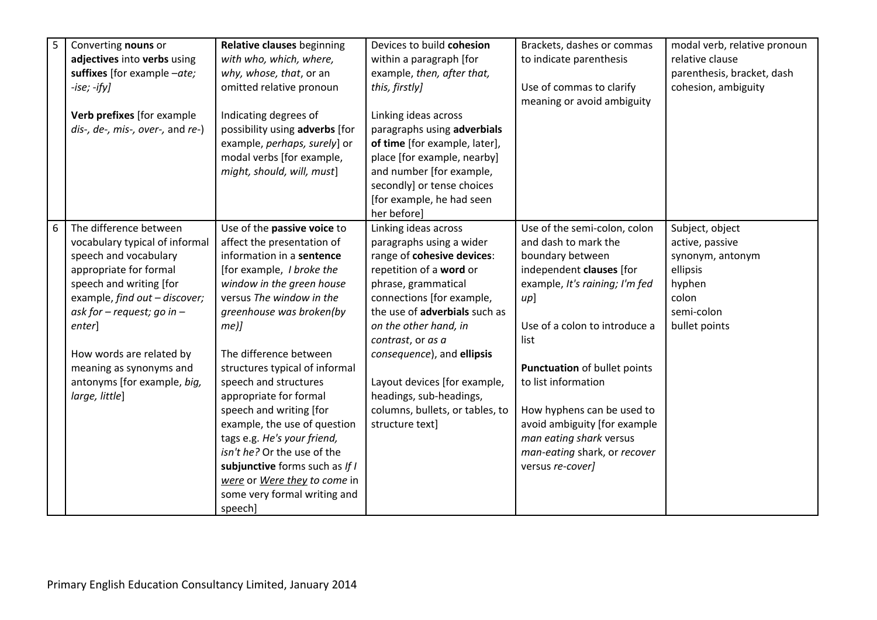| | | | | | |
|---|---|---|---|---|---|
| 5 | Converting **nouns** or **adjectives** into **verbs** using **suffixes** [for example *–ate; -ise; -ify]*<br><br>**Verb prefixes** [for example *dis-, de-, mis-, over-,* and *re-*) | **Relative clauses** beginning *with who, which, where, why, whose, that*, or an omitted relative pronoun<br><br>Indicating degrees of possibility using **adverbs** [for example, *perhaps, surely*] or modal verbs [for example, *might, should, will, must*] | Devices to build **cohesion** within a paragraph [for example, *then, after that, this, firstly]*<br><br>Linking ideas across paragraphs using **adverbials of time** [for example, later], place [for example, nearby] and number [for example, secondly] or tense choices [for example, he had seen her before] | Brackets, dashes or commas to indicate parenthesis<br><br>Use of commas to clarify meaning or avoid ambiguity | modal verb, relative pronoun<br>relative clause<br>parenthesis, bracket, dash<br>cohesion, ambiguity |
| 6 | The difference between vocabulary typical of informal speech and vocabulary appropriate for formal speech and writing [for example, *find out – discover; ask for – request; go in – enter*]<br><br>How words are related by meaning as synonyms and antonyms [for example, *big, large, little*] | Use of the **passive voice** to affect the presentation of information in a **sentence** [for example, *I broke the window in the green house* versus *The window in the greenhouse was broken(by me)]*<br><br>The difference between structures typical of informal speech and structures appropriate for formal speech and writing [for example, the use of question tags e.g. *He's your friend, isn't he?* Or the use of the **subjunctive** forms such as *If I <u>were</u>* or *<u>Were they</u> to come* in some very formal writing and speech] | Linking ideas across paragraphs using a wider range of **cohesive devices**: repetition of a **word** or phrase, grammatical connections [for example, the use of **adverbials** such as *on the other hand, in contrast*, or *as a consequence*), and **ellipsis**<br><br>Layout devices [for example, headings, sub-headings, columns, bullets, or tables, to structure text] | Use of the semi-colon, colon and dash to mark the boundary between independent **clauses** [for example, *It's raining; I'm fed up*]<br><br>Use of a colon to introduce a list<br><br>**Punctuation** of bullet points to list information<br><br>How hyphens can be used to avoid ambiguity [for example *man eating shark* versus *man-eating* shark, or *recover* versus *re-cover]* | Subject, object<br>active, passive<br>synonym, antonym<br>ellipsis<br>hyphen<br>colon<br>semi-colon<br>bullet points |

Primary English Education Consultancy Limited, January 2014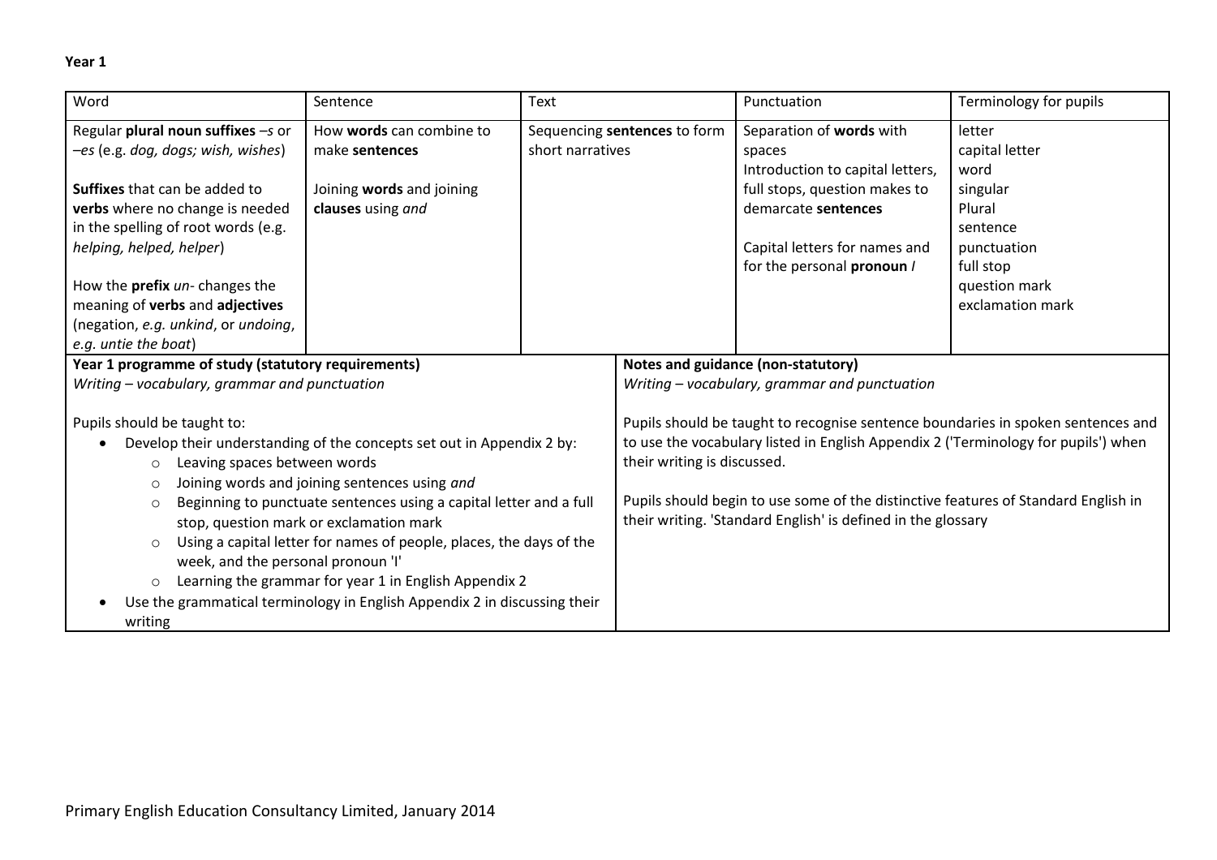**Year 1**

| Word | Sentence | Text | Punctuation | Terminology for pupils |
| --- | --- | --- | --- | --- |
| Regular **plural noun suffixes** *–s* or *–es* (e.g. *dog, dogs; wish, wishes*)<br><br>**Suffixes** that can be added to **verbs** where no change is needed in the spelling of root words (e.g. *helping, helped, helper*)<br><br>How the **prefix** *un-* changes the meaning of **verbs** and **adjectives** (negation, *e.g. unkind*, or *undoing*, *e.g. untie the boat*) | How **words** can combine to make **sentences**<br><br>Joining **words** and joining **clauses** using *and* | Sequencing **sentences** to form short narratives | Separation of **words** with spaces<br>Introduction to capital letters, full stops, question makes to demarcate **sentences**<br><br>Capital letters for names and for the personal **pronoun** *I* | letter<br>capital letter<br>word<br>singular<br>Plural<br>sentence<br>punctuation<br>full stop<br>question mark<br>exclamation mark |

| Year 1 programme of study (statutory requirements) | Notes and guidance (non-statutory) |
| --- | --- |
| *Writing – vocabulary, grammar and punctuation*<br><br>Pupils should be taught to:<br>• Develop their understanding of the concepts set out in Appendix 2 by:<br>&nbsp;&nbsp;&nbsp;&nbsp;○ Leaving spaces between words<br>&nbsp;&nbsp;&nbsp;&nbsp;○ Joining words and joining sentences using *and*<br>&nbsp;&nbsp;&nbsp;&nbsp;○ Beginning to punctuate sentences using a capital letter and a full stop, question mark or exclamation mark<br>&nbsp;&nbsp;&nbsp;&nbsp;○ Using a capital letter for names of people, places, the days of the week, and the personal pronoun 'I'<br>&nbsp;&nbsp;&nbsp;&nbsp;○ Learning the grammar for year 1 in English Appendix 2<br>• Use the grammatical terminology in English Appendix 2 in discussing their writing | *Writing – vocabulary, grammar and punctuation*<br><br>Pupils should be taught to recognise sentence boundaries in spoken sentences and to use the vocabulary listed in English Appendix 2 ('Terminology for pupils') when their writing is discussed.<br><br>Pupils should begin to use some of the distinctive features of Standard English in their writing. 'Standard English' is defined in the glossary |

Primary English Education Consultancy Limited, January 2014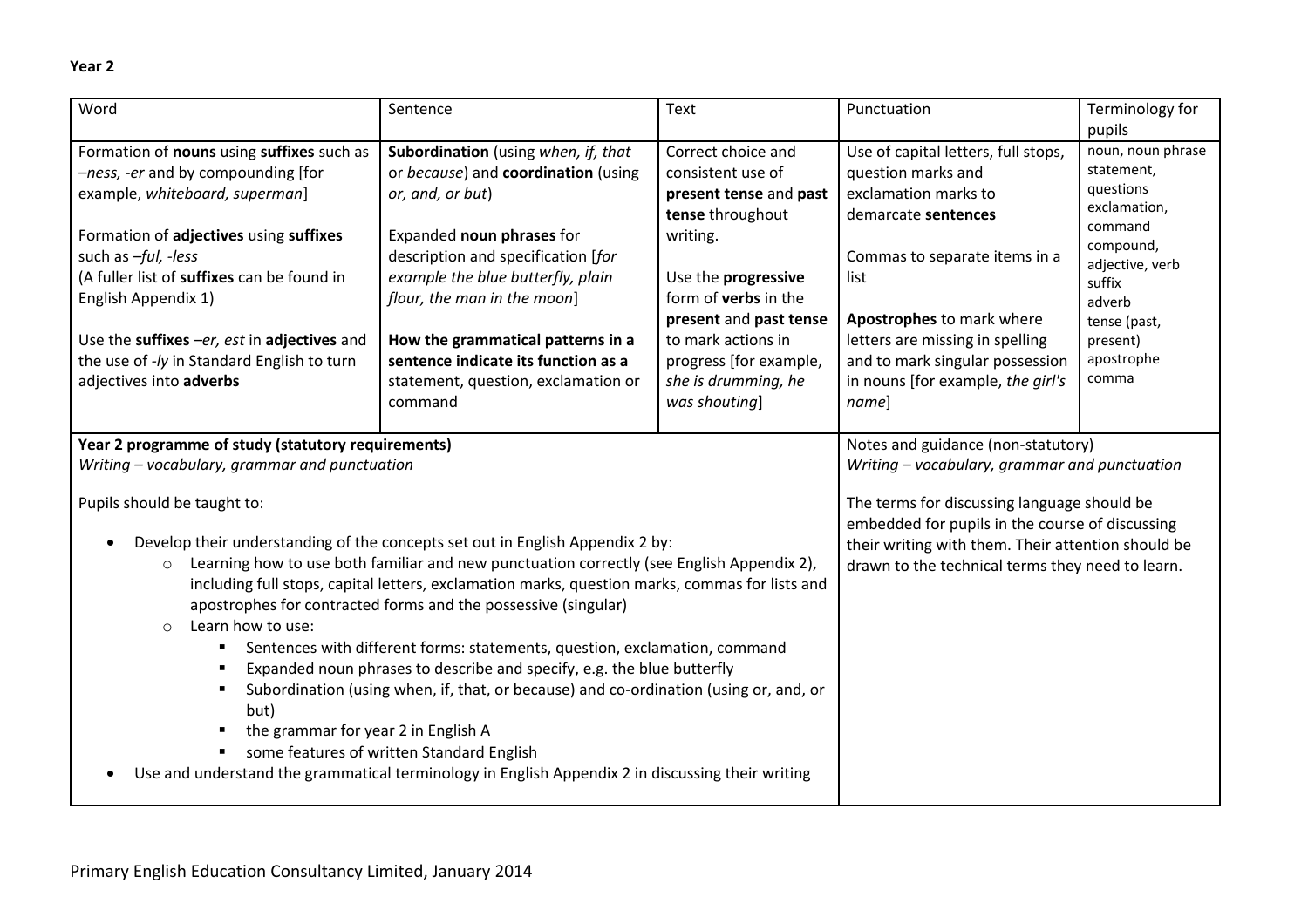**Year 2**

| Word | Sentence | Text | Punctuation | Terminology for pupils |
|---|---|---|---|---|
| Formation of **nouns** using **suffixes** such as *–ness, -er* and by compounding [for example, *whiteboard, superman*]<br><br>Formation of **adjectives** using **suffixes** such as *–ful, -less*<br>(A fuller list of **suffixes** can be found in English Appendix 1)<br><br>Use the **suffixes** *–er, est* in **adjectives** and the use of *-ly* in Standard English to turn adjectives into **adverbs** | **Subordination** (using *when, if, that* or *because*) and **coordination** (using *or, and, or but*)<br><br>Expanded **noun phrases** for description and specification [*for example the blue butterfly, plain flour, the man in the moon*]<br><br>**How the grammatical patterns in a sentence indicate its function as a** statement, question, exclamation or command | Correct choice and consistent use of **present tense** and **past tense** throughout writing.<br><br>Use the **progressive** form of **verbs** in the **present** and **past tense** to mark actions in progress [for example, *she is drumming, he was shouting*] | Use of capital letters, full stops, question marks and exclamation marks to demarcate **sentences**<br><br>Commas to separate items in a list<br><br>**Apostrophes** to mark where letters are missing in spelling and to mark singular possession in nouns [for example, *the girl's name*] | noun, noun phrase<br>statement,<br>questions<br>exclamation,<br>command<br>compound,<br>adjective, verb<br>suffix<br>adverb<br>tense (past, present)<br>apostrophe<br>comma |

| Year 2 programme of study (statutory requirements) | Notes and guidance (non-statutory) |
|---|---|
| **Year 2 programme of study (statutory requirements)**<br>*Writing – vocabulary, grammar and punctuation*<br><br>Pupils should be taught to:<br><br>• Develop their understanding of the concepts set out in English Appendix 2 by:<br>  ○ Learning how to use both familiar and new punctuation correctly (see English Appendix 2), including full stops, capital letters, exclamation marks, question marks, commas for lists and apostrophes for contracted forms and the possessive (singular)<br>  ○ Learn how to use:<br>    ▪ Sentences with different forms: statements, question, exclamation, command<br>    ▪ Expanded noun phrases to describe and specify, e.g. the blue butterfly<br>    ▪ Subordination (using when, if, that, or because) and co-ordination (using or, and, or but)<br>    ▪ the grammar for year 2 in English A<br>    ▪ some features of written Standard English<br>• Use and understand the grammatical terminology in English Appendix 2 in discussing their writing | Notes and guidance (non-statutory)<br>*Writing – vocabulary, grammar and punctuation*<br><br>The terms for discussing language should be embedded for pupils in the course of discussing their writing with them. Their attention should be drawn to the technical terms they need to learn. |

Primary English Education Consultancy Limited, January 2014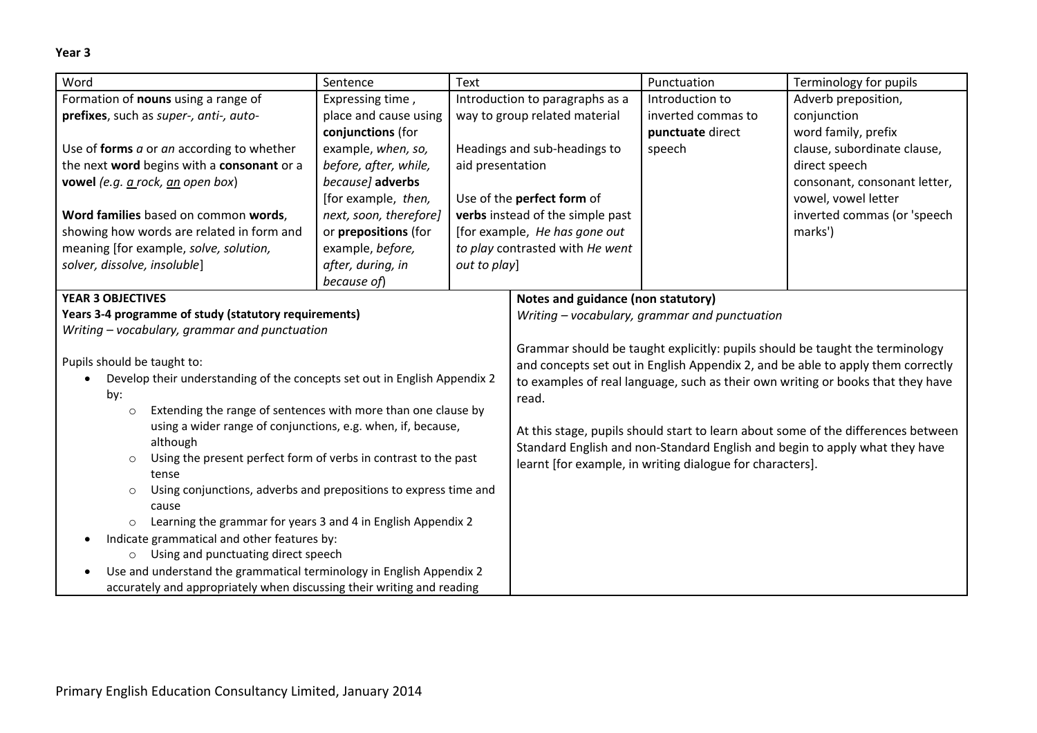**Year 3**

| Word | Sentence | Text | Punctuation | Terminology for pupils |
|---|---|---|---|---|
| Formation of **nouns** using a range of **prefixes**, such as *super-, anti-, auto-*<br><br>Use of **forms** *a* or *an* according to whether the next **word** begins with a **consonant** or a **vowel** *(e.g. a rock, an open box)*<br><br>**Word families** based on common **words**, showing how words are related in form and meaning [for example, *solve, solution, solver, dissolve, insoluble*] | Expressing time , place and cause using **conjunctions** (for example, *when, so, before, after, while, because]* **adverbs** [for example, *then, next, soon, therefore]* or **prepositions** (for example, *before, after, during, in because of*) | Introduction to paragraphs as a way to group related material<br><br>Headings and sub-headings to aid presentation<br><br>Use of the **perfect form** of **verbs** instead of the simple past [for example, *He has gone out to play* contrasted with *He went out to play*] | Introduction to inverted commas to **punctuate** direct speech | Adverb preposition, conjunction<br>word family, prefix<br>clause, subordinate clause, direct speech<br>consonant, consonant letter, vowel, vowel letter<br>inverted commas (or 'speech marks') |

**YEAR 3 OBJECTIVES**
**Years 3-4 programme of study (statutory requirements)**
*Writing – vocabulary, grammar and punctuation*

Pupils should be taught to:

- Develop their understanding of the concepts set out in English Appendix 2 by:
  - Extending the range of sentences with more than one clause by using a wider range of conjunctions, e.g. when, if, because, although
  - Using the present perfect form of verbs in contrast to the past tense
  - Using conjunctions, adverbs and prepositions to express time and cause
  - Learning the grammar for years 3 and 4 in English Appendix 2
- Indicate grammatical and other features by:
  - Using and punctuating direct speech
- Use and understand the grammatical terminology in English Appendix 2 accurately and appropriately when discussing their writing and reading

**Notes and guidance (non statutory)**
*Writing – vocabulary, grammar and punctuation*

Grammar should be taught explicitly: pupils should be taught the terminology and concepts set out in English Appendix 2, and be able to apply them correctly to examples of real language, such as their own writing or books that they have read.

At this stage, pupils should start to learn about some of the differences between Standard English and non-Standard English and begin to apply what they have learnt [for example, in writing dialogue for characters].

Primary English Education Consultancy Limited, January 2014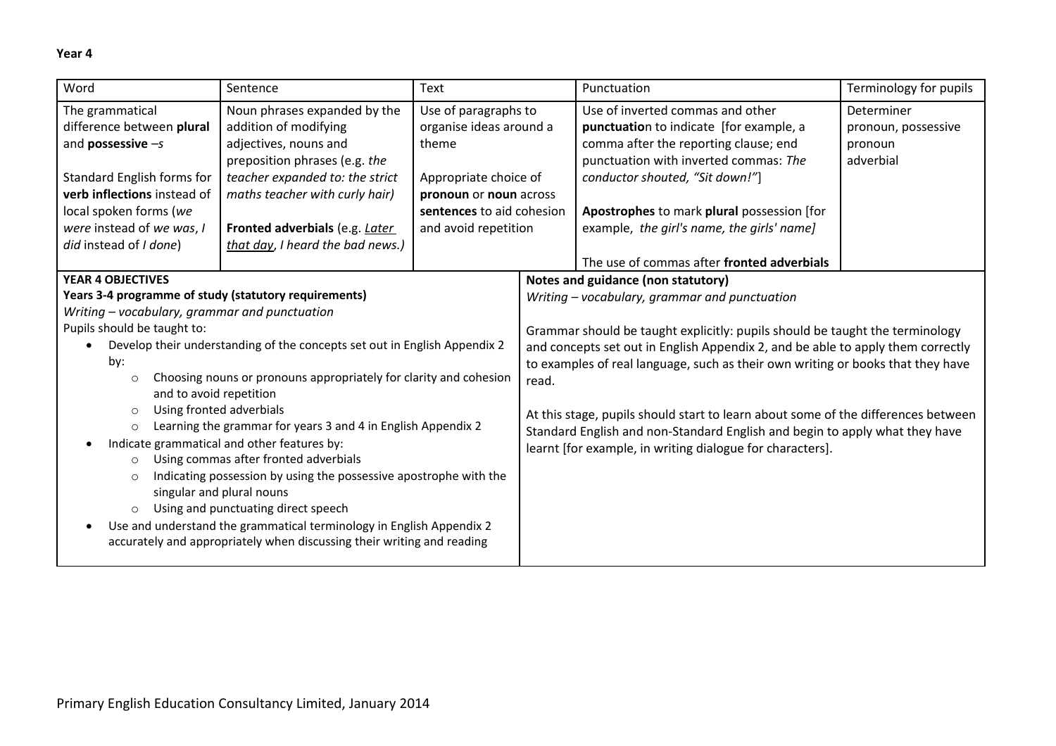**Year 4**

| Word | Sentence | Text | Punctuation | Terminology for pupils |
|---|---|---|---|---|
| The grammatical difference between **plural** and **possessive** *–s*<br><br>Standard English forms for **verb inflections** instead of local spoken forms (*we were* instead of *we was*, *I did* instead of *I done*) | Noun phrases expanded by the addition of modifying adjectives, nouns and preposition phrases (e.g. *the teacher* expanded to: *the strict maths teacher with curly hair)*<br><br>**Fronted adverbials** (e.g. *Later that day*, *I heard the bad news.)* | Use of paragraphs to organise ideas around a theme<br><br>Appropriate choice of **pronoun** or **noun** across **sentences** to aid cohesion and avoid repetition | Use of inverted commas and other **punctuatio**n to indicate [for example, a comma after the reporting clause; end punctuation with inverted commas: *The conductor shouted, "Sit down!"*]<br><br>**Apostrophes** to mark **plural** possession [for example, *the girl's name, the girls' name]*<br><br>The use of commas after **fronted adverbials** | Determiner<br>pronoun, possessive pronoun<br>adverbial |

**YEAR 4 OBJECTIVES**

**Years 3-4 programme of study (statutory requirements)**

*Writing – vocabulary, grammar and punctuation*

Pupils should be taught to:

- Develop their understanding of the concepts set out in English Appendix 2 by:
  - Choosing nouns or pronouns appropriately for clarity and cohesion and to avoid repetition
  - Using fronted adverbials
  - Learning the grammar for years 3 and 4 in English Appendix 2
- Indicate grammatical and other features by:
  - Using commas after fronted adverbials
  - Indicating possession by using the possessive apostrophe with the singular and plural nouns
  - Using and punctuating direct speech
- Use and understand the grammatical terminology in English Appendix 2 accurately and appropriately when discussing their writing and reading

**Notes and guidance (non statutory)**

*Writing – vocabulary, grammar and punctuation*

Grammar should be taught explicitly: pupils should be taught the terminology and concepts set out in English Appendix 2, and be able to apply them correctly to examples of real language, such as their own writing or books that they have read.

At this stage, pupils should start to learn about some of the differences between Standard English and non-Standard English and begin to apply what they have learnt [for example, in writing dialogue for characters].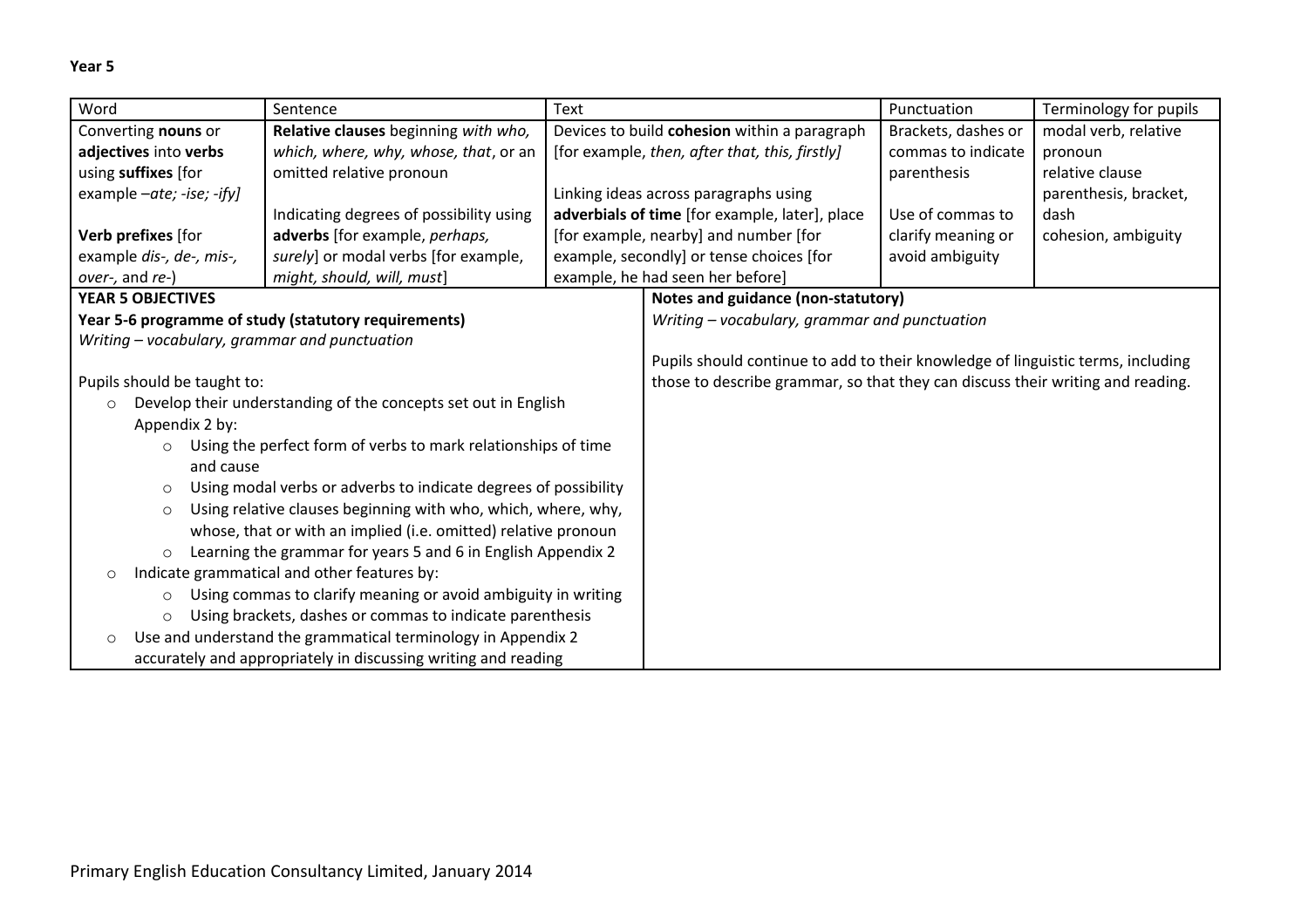**Year 5**

| Word | Sentence | Text | Punctuation | Terminology for pupils |
|---|---|---|---|---|
| Converting **nouns** or **adjectives** into **verbs** using **suffixes** [for example *–ate; -ise; -ify]*<br><br>**Verb prefixes** [for example *dis-, de-, mis-, over-,* and *re-*) | **Relative clauses** beginning *with who, which, where, why, whose, that*, or an omitted relative pronoun<br><br>Indicating degrees of possibility using **adverbs** [for example, *perhaps, surely*] or modal verbs [for example, *might, should, will, must*] | Devices to build **cohesion** within a paragraph [for example, *then, after that, this, firstly]*<br><br>Linking ideas across paragraphs using **adverbials of time** [for example, later], place [for example, nearby] and number [for example, secondly] or tense choices [for example, he had seen her before] | Brackets, dashes or commas to indicate parenthesis<br><br>Use of commas to clarify meaning or avoid ambiguity | modal verb, relative pronoun<br>relative clause<br>parenthesis, bracket, dash<br>cohesion, ambiguity |

| **YEAR 5 OBJECTIVES** | **Notes and guidance (non-statutory)** |
|---|---|
| **Year 5-6 programme of study (statutory requirements)**<br>*Writing – vocabulary, grammar and punctuation*<br><br>Pupils should be taught to:<br>○ Develop their understanding of the concepts set out in English Appendix 2 by:<br>&nbsp;&nbsp;○ Using the perfect form of verbs to mark relationships of time and cause<br>&nbsp;&nbsp;○ Using modal verbs or adverbs to indicate degrees of possibility<br>&nbsp;&nbsp;○ Using relative clauses beginning with who, which, where, why, whose, that or with an implied (i.e. omitted) relative pronoun<br>&nbsp;&nbsp;○ Learning the grammar for years 5 and 6 in English Appendix 2<br>○ Indicate grammatical and other features by:<br>&nbsp;&nbsp;○ Using commas to clarify meaning or avoid ambiguity in writing<br>&nbsp;&nbsp;○ Using brackets, dashes or commas to indicate parenthesis<br>○ Use and understand the grammatical terminology in Appendix 2 accurately and appropriately in discussing writing and reading | *Writing – vocabulary, grammar and punctuation*<br><br>Pupils should continue to add to their knowledge of linguistic terms, including those to describe grammar, so that they can discuss their writing and reading. |

Primary English Education Consultancy Limited, January 2014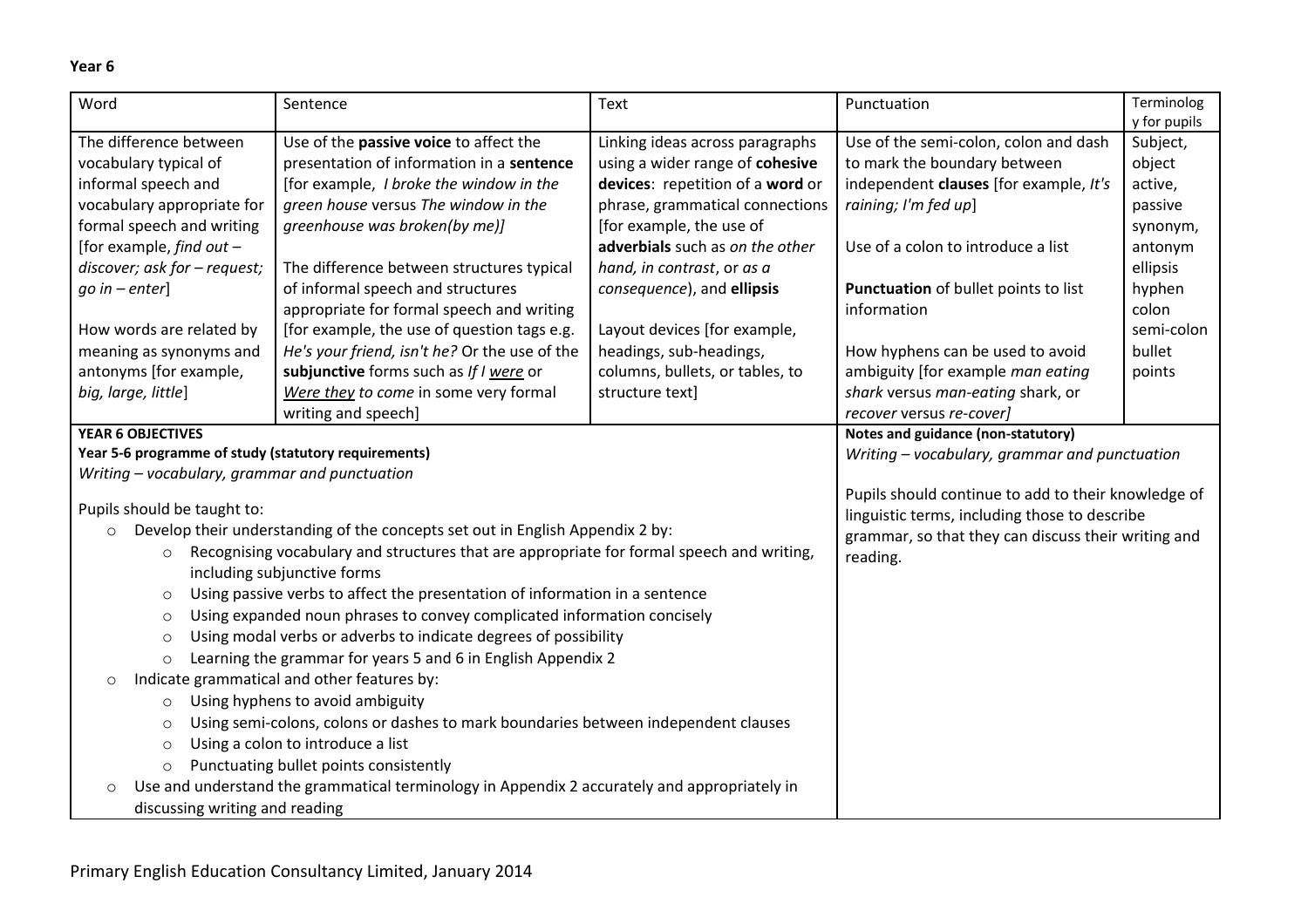**Year 6**

| Word | Sentence | Text | Punctuation | Terminology for pupils |
|---|---|---|---|---|
| The difference between vocabulary typical of informal speech and vocabulary appropriate for formal speech and writing [for example, *find out – discover; ask for – request; go in – enter*]<br><br>How words are related by meaning as synonyms and antonyms [for example, *big, large, little*] | Use of the **passive voice** to affect the presentation of information in a **sentence** [for example, *I broke the window in the green house* versus *The window in the greenhouse was broken(by me)]*<br><br>The difference between structures typical of informal speech and structures appropriate for formal speech and writing [for example, the use of question tags e.g. *He's your friend, isn't he?* Or the use of the **subjunctive** forms such as *If I were* or *Were they to come* in some very formal writing and speech] | Linking ideas across paragraphs using a wider range of **cohesive devices**: repetition of a **word** or phrase, grammatical connections [for example, the use of **adverbials** such as *on the other hand, in contrast*, or *as a consequence*), and **ellipsis**<br><br>Layout devices [for example, headings, sub-headings, columns, bullets, or tables, to structure text] | Use of the semi-colon, colon and dash to mark the boundary between independent **clauses** [for example, *It's raining; I'm fed up*]<br><br>Use of a colon to introduce a list<br><br>**Punctuation** of bullet points to list information<br><br>How hyphens can be used to avoid ambiguity [for example *man eating shark* versus *man-eating* shark, or *recover* versus *re-cover]* | Subject, object active, passive synonym, antonym ellipsis hyphen colon semi-colon bullet points |

**YEAR 6 OBJECTIVES**

**Year 5-6 programme of study (statutory requirements)**

*Writing – vocabulary, grammar and punctuation*

Pupils should be taught to:

- Develop their understanding of the concepts set out in English Appendix 2 by:
  - Recognising vocabulary and structures that are appropriate for formal speech and writing, including subjunctive forms
  - Using passive verbs to affect the presentation of information in a sentence
  - Using expanded noun phrases to convey complicated information concisely
  - Using modal verbs or adverbs to indicate degrees of possibility
  - Learning the grammar for years 5 and 6 in English Appendix 2
- Indicate grammatical and other features by:
  - Using hyphens to avoid ambiguity
  - Using semi-colons, colons or dashes to mark boundaries between independent clauses
  - Using a colon to introduce a list
  - Punctuating bullet points consistently
- Use and understand the grammatical terminology in Appendix 2 accurately and appropriately in discussing writing and reading

**Notes and guidance (non-statutory)**

*Writing – vocabulary, grammar and punctuation*

Pupils should continue to add to their knowledge of linguistic terms, including those to describe grammar, so that they can discuss their writing and reading.

Primary English Education Consultancy Limited, January 2014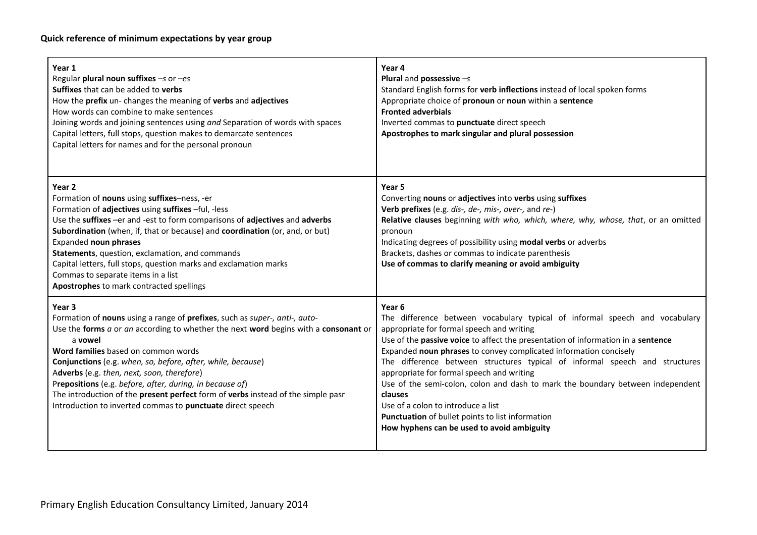**Quick reference of minimum expectations by year group**

| | |
|---|---|
| **Year 1**<br>Regular **plural noun suffixes** –*s* or –*es*<br>**Suffixes** that can be added to **verbs**<br>How the **prefix** un- changes the meaning of **verbs** and **adjectives**<br>How words can combine to make sentences<br>Joining words and joining sentences using *and* Separation of words with spaces<br>Capital letters, full stops, question makes to demarcate sentences<br>Capital letters for names and for the personal pronoun | **Year 4**<br>**Plural** and **possessive** –*s*<br>Standard English forms for **verb inflections** instead of local spoken forms<br>Appropriate choice of **pronoun** or **noun** within a **sentence**<br>**Fronted adverbials**<br>Inverted commas to **punctuate** direct speech<br>**Apostrophes to mark singular and plural possession** |
| **Year 2**<br>Formation of **nouns** using **suffixes**–ness, -er<br>Formation of **adjectives** using **suffixes** –ful, -less<br>Use the **suffixes** –er and -est to form comparisons of **adjectives** and **adverbs**<br>**Subordination** (when, if, that or because) and **coordination** (or, and, or but)<br>Expanded **noun phrases**<br>**Statements**, question, exclamation, and commands<br>Capital letters, full stops, question marks and exclamation marks<br>Commas to separate items in a list<br>**Apostrophes** to mark contracted spellings | **Year 5**<br>Converting **nouns** or **adjectives** into **verbs** using **suffixes**<br>**Verb prefixes** (e.g. *dis-, de-, mis-, over-,* and *re-*)<br>**Relative clauses** beginning *with who, which, where, why, whose, that*, or an omitted pronoun<br>Indicating degrees of possibility using **modal verbs** or adverbs<br>Brackets, dashes or commas to indicate parenthesis<br>**Use of commas to clarify meaning or avoid ambiguity** |
| **Year 3**<br>Formation of **nouns** using a range of **prefixes**, such as *super-, anti-, auto-*<br>Use the **forms** *a* or *an* according to whether the next **word** begins with a **consonant** or a **vowel**<br>**Word families** based on common words<br>**Conjunctions** (e.g. *when, so, before, after, while, because*)<br>A**dverbs** (e.g. *then, next, soon, therefore*)<br>P**repositions** (e.g. *before, after, during, in because of*)<br>The introduction of the **present perfect** form of **verbs** instead of the simple pasr<br>Introduction to inverted commas to **punctuate** direct speech | **Year 6**<br>The difference between vocabulary typical of informal speech and vocabulary appropriate for formal speech and writing<br>Use of the **passive voice** to affect the presentation of information in a **sentence**<br>Expanded **noun phrases** to convey complicated information concisely<br>The difference between structures typical of informal speech and structures appropriate for formal speech and writing<br>Use of the semi-colon, colon and dash to mark the boundary between independent **clauses**<br>Use of a colon to introduce a list<br>**Punctuation** of bullet points to list information<br>**How hyphens can be used to avoid ambiguity** |

Primary English Education Consultancy Limited, January 2014